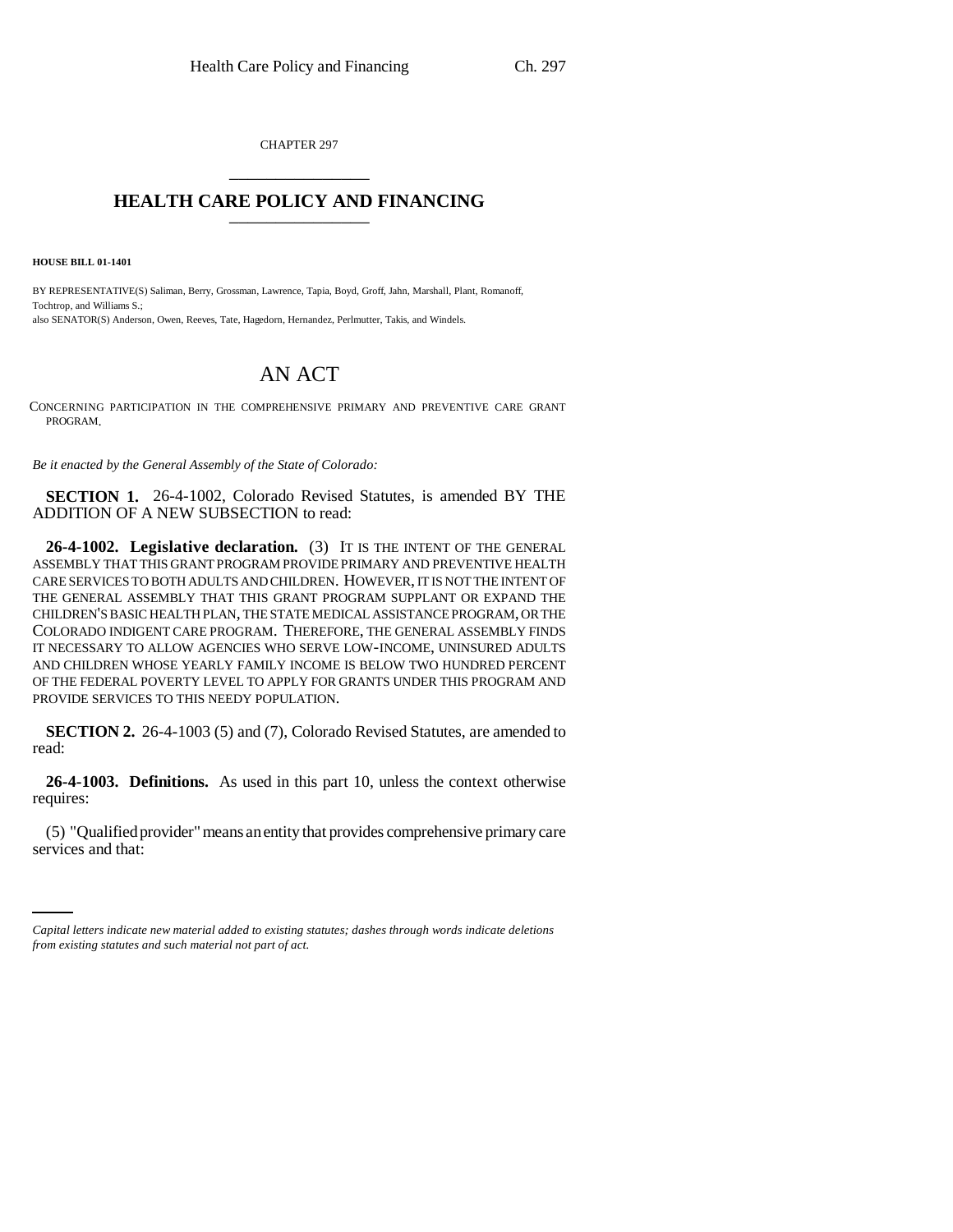CHAPTER 297

# HEALTH CARE POLICY AND FINANCING

**HOUSE BILL 01-1401**

BY REPRESENTATIVE(S) Saliman, Berry, Grossman, Lawrence, Tapia, Boyd, Groff, Jahn, Marshall, Plant, Romanoff, Tochtrop, and Williams S.;
also SENATOR(S) Anderson, Owen, Reeves, Tate, Hagedorn, Hernandez, Perlmutter, Takis, and Windels.

# AN ACT

CONCERNING PARTICIPATION IN THE COMPREHENSIVE PRIMARY AND PREVENTIVE CARE GRANT PROGRAM.

*Be it enacted by the General Assembly of the State of Colorado:*

**SECTION 1.** 26-4-1002, Colorado Revised Statutes, is amended BY THE ADDITION OF A NEW SUBSECTION to read:

**26-4-1002. Legislative declaration.** (3) IT IS THE INTENT OF THE GENERAL ASSEMBLY THAT THIS GRANT PROGRAM PROVIDE PRIMARY AND PREVENTIVE HEALTH CARE SERVICES TO BOTH ADULTS AND CHILDREN. HOWEVER, IT IS NOT THE INTENT OF THE GENERAL ASSEMBLY THAT THIS GRANT PROGRAM SUPPLANT OR EXPAND THE CHILDREN'S BASIC HEALTH PLAN, THE STATE MEDICAL ASSISTANCE PROGRAM, OR THE COLORADO INDIGENT CARE PROGRAM. THEREFORE, THE GENERAL ASSEMBLY FINDS IT NECESSARY TO ALLOW AGENCIES WHO SERVE LOW-INCOME, UNINSURED ADULTS AND CHILDREN WHOSE YEARLY FAMILY INCOME IS BELOW TWO HUNDRED PERCENT OF THE FEDERAL POVERTY LEVEL TO APPLY FOR GRANTS UNDER THIS PROGRAM AND PROVIDE SERVICES TO THIS NEEDY POPULATION.

**SECTION 2.** 26-4-1003 (5) and (7), Colorado Revised Statutes, are amended to read:

**26-4-1003. Definitions.** As used in this part 10, unless the context otherwise requires:

(5) "Qualified provider" means an entity that provides comprehensive primary care services and that:

*Capital letters indicate new material added to existing statutes; dashes through words indicate deletions from existing statutes and such material not part of act.*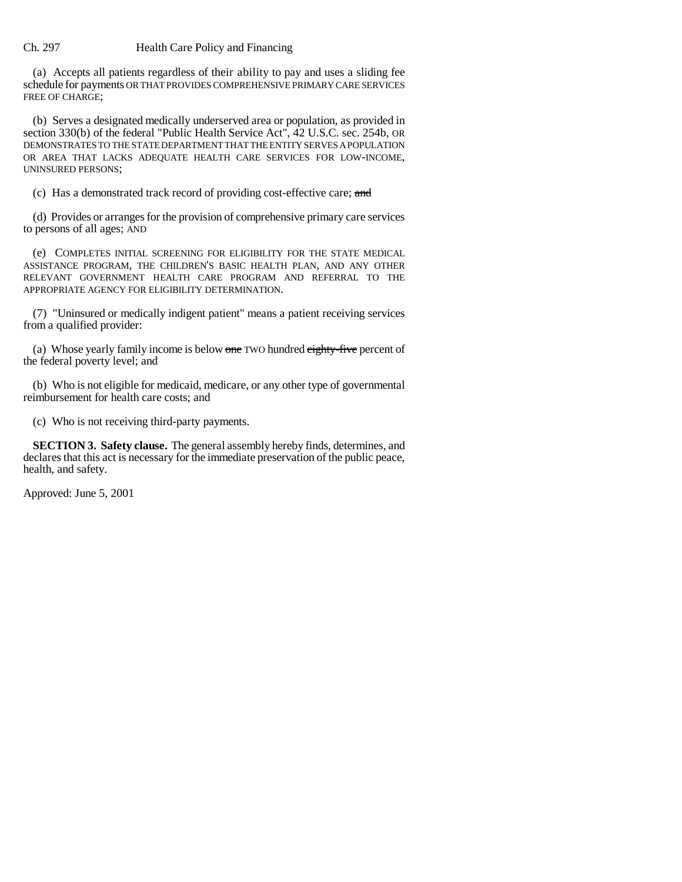(a) Accepts all patients regardless of their ability to pay and uses a sliding fee schedule for payments OR THAT PROVIDES COMPREHENSIVE PRIMARY CARE SERVICES FREE OF CHARGE;

(b) Serves a designated medically underserved area or population, as provided in section 330(b) of the federal "Public Health Service Act", 42 U.S.C. sec. 254b, OR DEMONSTRATES TO THE STATE DEPARTMENT THAT THE ENTITY SERVES A POPULATION OR AREA THAT LACKS ADEQUATE HEALTH CARE SERVICES FOR LOW-INCOME, UNINSURED PERSONS;

(c) Has a demonstrated track record of providing cost-effective care; ~~and~~

(d) Provides or arranges for the provision of comprehensive primary care services to persons of all ages; AND

(e) COMPLETES INITIAL SCREENING FOR ELIGIBILITY FOR THE STATE MEDICAL ASSISTANCE PROGRAM, THE CHILDREN'S BASIC HEALTH PLAN, AND ANY OTHER RELEVANT GOVERNMENT HEALTH CARE PROGRAM AND REFERRAL TO THE APPROPRIATE AGENCY FOR ELIGIBILITY DETERMINATION.

(7) "Uninsured or medically indigent patient" means a patient receiving services from a qualified provider:

(a) Whose yearly family income is below ~~one~~ TWO hundred ~~eighty-five~~ percent of the federal poverty level; and

(b) Who is not eligible for medicaid, medicare, or any other type of governmental reimbursement for health care costs; and

(c) Who is not receiving third-party payments.

**SECTION 3. Safety clause.** The general assembly hereby finds, determines, and declares that this act is necessary for the immediate preservation of the public peace, health, and safety.

Approved: June 5, 2001